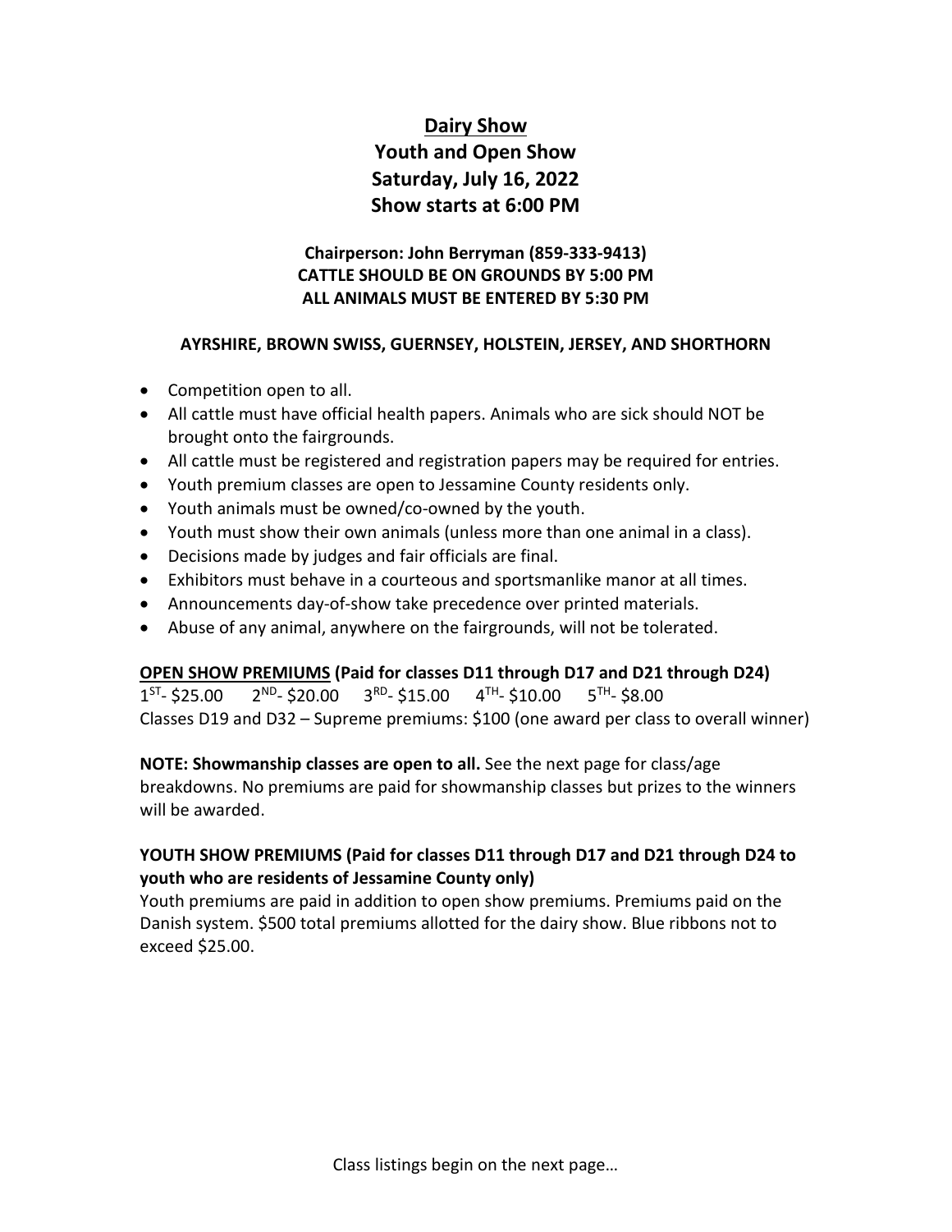# Dairy Show

## Youth and Open Show

## Saturday, July 16, 2022

## Show starts at 6:00 PM

**Chairperson: John Berryman (859-333-9413)**
**CATTLE SHOULD BE ON GROUNDS BY 5:00 PM**
**ALL ANIMALS MUST BE ENTERED BY 5:30 PM**

**AYRSHIRE, BROWN SWISS, GUERNSEY, HOLSTEIN, JERSEY, AND SHORTHORN**

- Competition open to all.
- All cattle must have official health papers. Animals who are sick should NOT be brought onto the fairgrounds.
- All cattle must be registered and registration papers may be required for entries.
- Youth premium classes are open to Jessamine County residents only.
- Youth animals must be owned/co-owned by the youth.
- Youth must show their own animals (unless more than one animal in a class).
- Decisions made by judges and fair officials are final.
- Exhibitors must behave in a courteous and sportsmanlike manor at all times.
- Announcements day-of-show take precedence over printed materials.
- Abuse of any animal, anywhere on the fairgrounds, will not be tolerated.

**<u>OPEN SHOW PREMIUMS</u> (Paid for classes D11 through D17 and D21 through D24)**
1ST- $25.00 2ND- $20.00 3RD- $15.00 4TH- $10.00 5TH- $8.00
Classes D19 and D32 – Supreme premiums: $100 (one award per class to overall winner)

**NOTE: Showmanship classes are open to all.** See the next page for class/age breakdowns. No premiums are paid for showmanship classes but prizes to the winners will be awarded.

**YOUTH SHOW PREMIUMS (Paid for classes D11 through D17 and D21 through D24 to youth who are residents of Jessamine County only)**
Youth premiums are paid in addition to open show premiums. Premiums paid on the Danish system. $500 total premiums allotted for the dairy show. Blue ribbons not to exceed $25.00.

Class listings begin on the next page…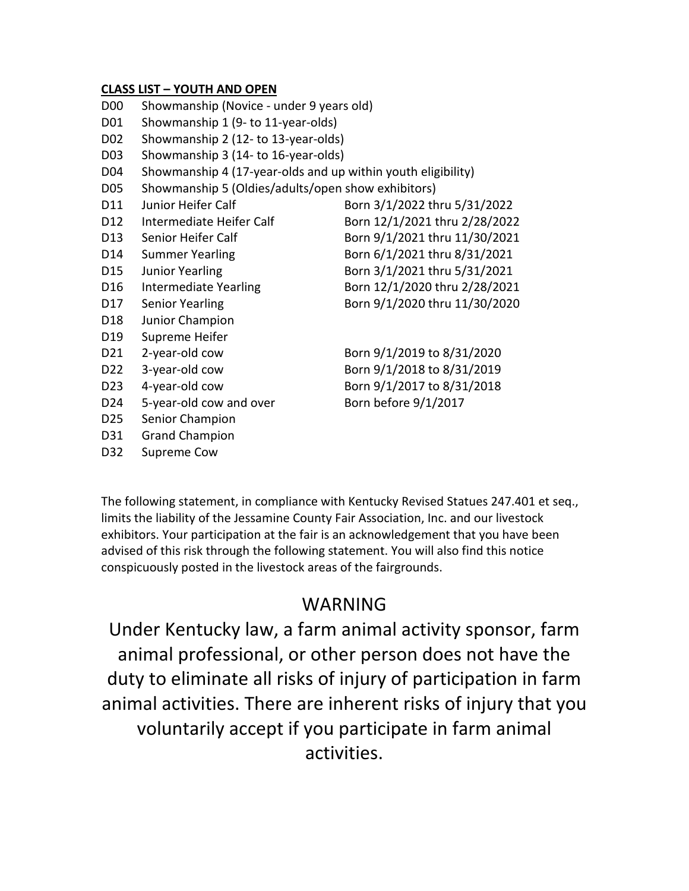**CLASS LIST – YOUTH AND OPEN**

| | | |
|---|---|---|
| D00 | Showmanship (Novice - under 9 years old) | |
| D01 | Showmanship 1 (9- to 11-year-olds) | |
| D02 | Showmanship 2 (12- to 13-year-olds) | |
| D03 | Showmanship 3 (14- to 16-year-olds) | |
| D04 | Showmanship 4 (17-year-olds and up within youth eligibility) | |
| D05 | Showmanship 5 (Oldies/adults/open show exhibitors) | |
| D11 | Junior Heifer Calf | Born 3/1/2022 thru 5/31/2022 |
| D12 | Intermediate Heifer Calf | Born 12/1/2021 thru 2/28/2022 |
| D13 | Senior Heifer Calf | Born 9/1/2021 thru 11/30/2021 |
| D14 | Summer Yearling | Born 6/1/2021 thru 8/31/2021 |
| D15 | Junior Yearling | Born 3/1/2021 thru 5/31/2021 |
| D16 | Intermediate Yearling | Born 12/1/2020 thru 2/28/2021 |
| D17 | Senior Yearling | Born 9/1/2020 thru 11/30/2020 |
| D18 | Junior Champion | |
| D19 | Supreme Heifer | |
| D21 | 2-year-old cow | Born 9/1/2019 to 8/31/2020 |
| D22 | 3-year-old cow | Born 9/1/2018 to 8/31/2019 |
| D23 | 4-year-old cow | Born 9/1/2017 to 8/31/2018 |
| D24 | 5-year-old cow and over | Born before 9/1/2017 |
| D25 | Senior Champion | |
| D31 | Grand Champion | |
| D32 | Supreme Cow | |

The following statement, in compliance with Kentucky Revised Statues 247.401 et seq., limits the liability of the Jessamine County Fair Association, Inc. and our livestock exhibitors. Your participation at the fair is an acknowledgement that you have been advised of this risk through the following statement. You will also find this notice conspicuously posted in the livestock areas of the fairgrounds.

# WARNING

Under Kentucky law, a farm animal activity sponsor, farm animal professional, or other person does not have the duty to eliminate all risks of injury of participation in farm animal activities. There are inherent risks of injury that you voluntarily accept if you participate in farm animal activities.